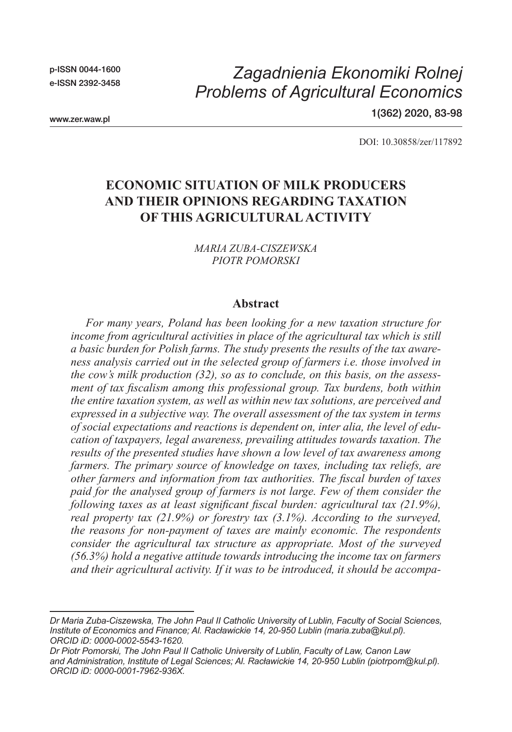p-ISSN 0044-1600
e-ISSN 2392-3458

*Zagadnienia Ekonomiki Rolnej*
*Problems of Agricultural Economics*

www.zer.waw.pl

DOI: 10.30858/zer/117892

# ECONOMIC SITUATION OF MILK PRODUCERS AND THEIR OPINIONS REGARDING TAXATION OF THIS AGRICULTURAL ACTIVITY

*MARIA ZUBA-CISZEWSKA*
*PIOTR POMORSKI*

## Abstract

*For many years, Poland has been looking for a new taxation structure for income from agricultural activities in place of the agricultural tax which is still a basic burden for Polish farms. The study presents the results of the tax awareness analysis carried out in the selected group of farmers i.e. those involved in the cow's milk production (32), so as to conclude, on this basis, on the assessment of tax fiscalism among this professional group. Tax burdens, both within the entire taxation system, as well as within new tax solutions, are perceived and expressed in a subjective way. The overall assessment of the tax system in terms of social expectations and reactions is dependent on, inter alia, the level of education of taxpayers, legal awareness, prevailing attitudes towards taxation. The results of the presented studies have shown a low level of tax awareness among farmers. The primary source of knowledge on taxes, including tax reliefs, are other farmers and information from tax authorities. The fiscal burden of taxes paid for the analysed group of farmers is not large. Few of them consider the following taxes as at least significant fiscal burden: agricultural tax (21.9%), real property tax (21.9%) or forestry tax (3.1%). According to the surveyed, the reasons for non-payment of taxes are mainly economic. The respondents consider the agricultural tax structure as appropriate. Most of the surveyed (56.3%) hold a negative attitude towards introducing the income tax on farmers and their agricultural activity. If it was to be introduced, it should be accompa-*

---

*Dr Maria Zuba-Ciszewska, The John Paul II Catholic University of Lublin, Faculty of Social Sciences, Institute of Economics and Finance; Al. Racławickie 14, 20-950 Lublin (maria.zuba@kul.pl). ORCID iD: 0000-0002-5543-1620.*

*Dr Piotr Pomorski, The John Paul II Catholic University of Lublin, Faculty of Law, Canon Law and Administration, Institute of Legal Sciences; Al. Racławickie 14, 20-950 Lublin (piotrpom@kul.pl). ORCID iD: 0000-0001-7962-936X.*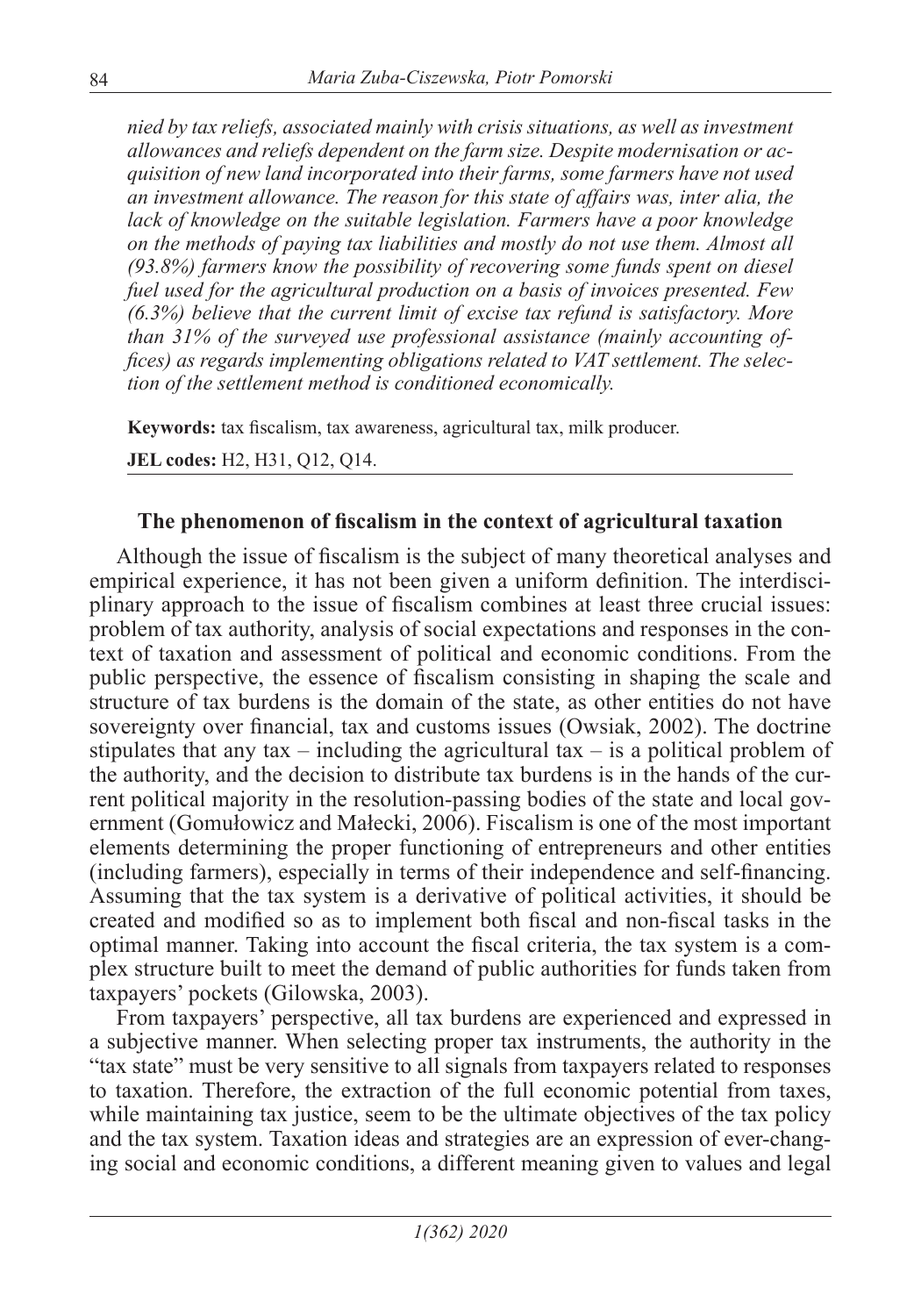*nied by tax reliefs, associated mainly with crisis situations, as well as investment allowances and reliefs dependent on the farm size. Despite modernisation or acquisition of new land incorporated into their farms, some farmers have not used an investment allowance. The reason for this state of affairs was, inter alia, the lack of knowledge on the suitable legislation. Farmers have a poor knowledge on the methods of paying tax liabilities and mostly do not use them. Almost all (93.8%) farmers know the possibility of recovering some funds spent on diesel fuel used for the agricultural production on a basis of invoices presented. Few (6.3%) believe that the current limit of excise tax refund is satisfactory. More than 31% of the surveyed use professional assistance (mainly accounting offices) as regards implementing obligations related to VAT settlement. The selection of the settlement method is conditioned economically.*

**Keywords:** tax fiscalism, tax awareness, agricultural tax, milk producer.

**JEL codes:** H2, H31, Q12, Q14.

## The phenomenon of fiscalism in the context of agricultural taxation

Although the issue of fiscalism is the subject of many theoretical analyses and empirical experience, it has not been given a uniform definition. The interdisciplinary approach to the issue of fiscalism combines at least three crucial issues: problem of tax authority, analysis of social expectations and responses in the context of taxation and assessment of political and economic conditions. From the public perspective, the essence of fiscalism consisting in shaping the scale and structure of tax burdens is the domain of the state, as other entities do not have sovereignty over financial, tax and customs issues (Owsiak, 2002). The doctrine stipulates that any tax – including the agricultural tax – is a political problem of the authority, and the decision to distribute tax burdens is in the hands of the current political majority in the resolution-passing bodies of the state and local government (Gomułowicz and Małecki, 2006). Fiscalism is one of the most important elements determining the proper functioning of entrepreneurs and other entities (including farmers), especially in terms of their independence and self-financing. Assuming that the tax system is a derivative of political activities, it should be created and modified so as to implement both fiscal and non-fiscal tasks in the optimal manner. Taking into account the fiscal criteria, the tax system is a complex structure built to meet the demand of public authorities for funds taken from taxpayers' pockets (Gilowska, 2003).

From taxpayers' perspective, all tax burdens are experienced and expressed in a subjective manner. When selecting proper tax instruments, the authority in the "tax state" must be very sensitive to all signals from taxpayers related to responses to taxation. Therefore, the extraction of the full economic potential from taxes, while maintaining tax justice, seem to be the ultimate objectives of the tax policy and the tax system. Taxation ideas and strategies are an expression of ever-changing social and economic conditions, a different meaning given to values and legal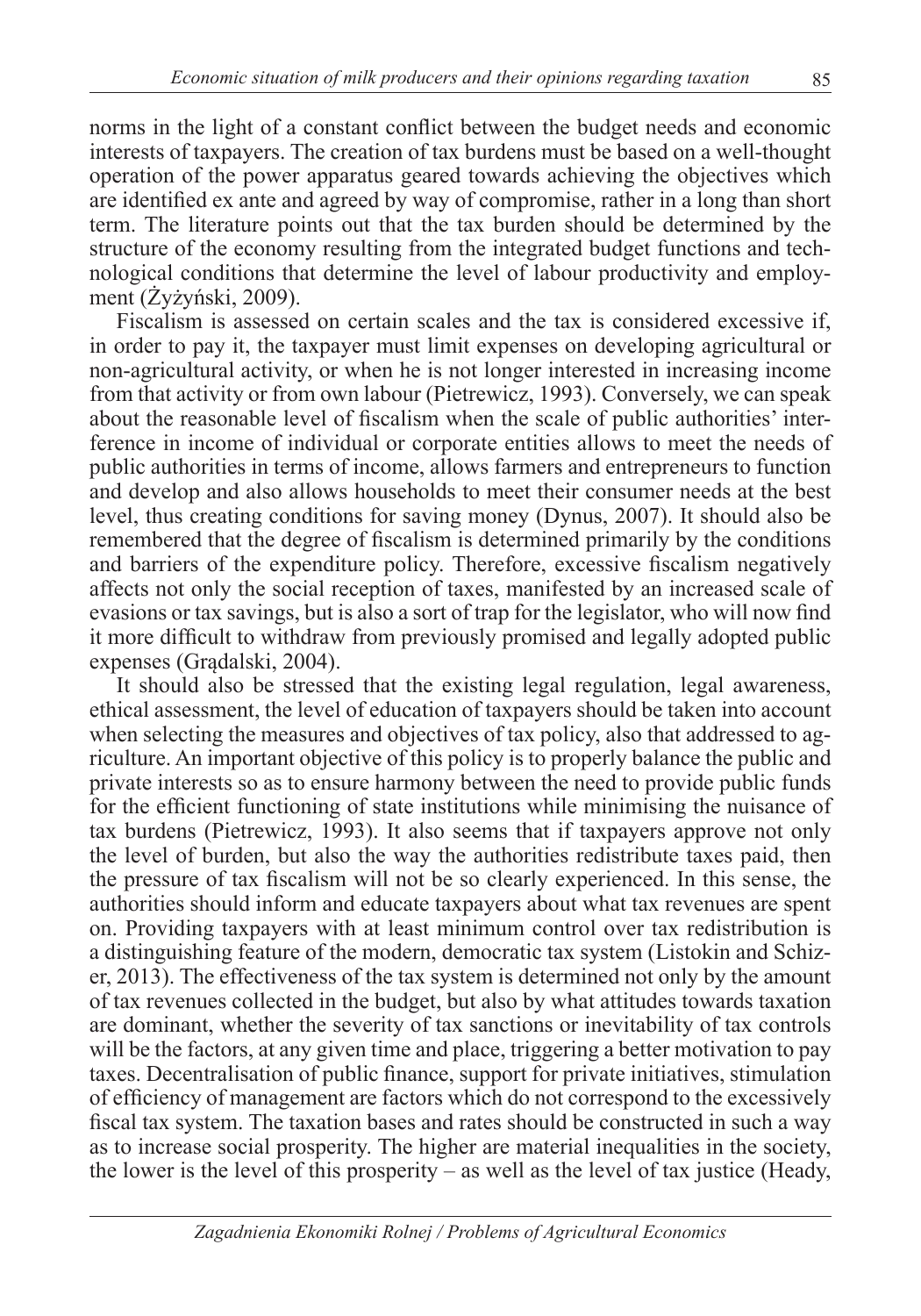norms in the light of a constant conflict between the budget needs and economic interests of taxpayers. The creation of tax burdens must be based on a well-thought operation of the power apparatus geared towards achieving the objectives which are identified ex ante and agreed by way of compromise, rather in a long than short term. The literature points out that the tax burden should be determined by the structure of the economy resulting from the integrated budget functions and technological conditions that determine the level of labour productivity and employment (Żyżyński, 2009).

Fiscalism is assessed on certain scales and the tax is considered excessive if, in order to pay it, the taxpayer must limit expenses on developing agricultural or non-agricultural activity, or when he is not longer interested in increasing income from that activity or from own labour (Pietrewicz, 1993). Conversely, we can speak about the reasonable level of fiscalism when the scale of public authorities' interference in income of individual or corporate entities allows to meet the needs of public authorities in terms of income, allows farmers and entrepreneurs to function and develop and also allows households to meet their consumer needs at the best level, thus creating conditions for saving money (Dynus, 2007). It should also be remembered that the degree of fiscalism is determined primarily by the conditions and barriers of the expenditure policy. Therefore, excessive fiscalism negatively affects not only the social reception of taxes, manifested by an increased scale of evasions or tax savings, but is also a sort of trap for the legislator, who will now find it more difficult to withdraw from previously promised and legally adopted public expenses (Grądalski, 2004).

It should also be stressed that the existing legal regulation, legal awareness, ethical assessment, the level of education of taxpayers should be taken into account when selecting the measures and objectives of tax policy, also that addressed to agriculture. An important objective of this policy is to properly balance the public and private interests so as to ensure harmony between the need to provide public funds for the efficient functioning of state institutions while minimising the nuisance of tax burdens (Pietrewicz, 1993). It also seems that if taxpayers approve not only the level of burden, but also the way the authorities redistribute taxes paid, then the pressure of tax fiscalism will not be so clearly experienced. In this sense, the authorities should inform and educate taxpayers about what tax revenues are spent on. Providing taxpayers with at least minimum control over tax redistribution is a distinguishing feature of the modern, democratic tax system (Listokin and Schizer, 2013). The effectiveness of the tax system is determined not only by the amount of tax revenues collected in the budget, but also by what attitudes towards taxation are dominant, whether the severity of tax sanctions or inevitability of tax controls will be the factors, at any given time and place, triggering a better motivation to pay taxes. Decentralisation of public finance, support for private initiatives, stimulation of efficiency of management are factors which do not correspond to the excessively fiscal tax system. The taxation bases and rates should be constructed in such a way as to increase social prosperity. The higher are material inequalities in the society, the lower is the level of this prosperity – as well as the level of tax justice (Heady,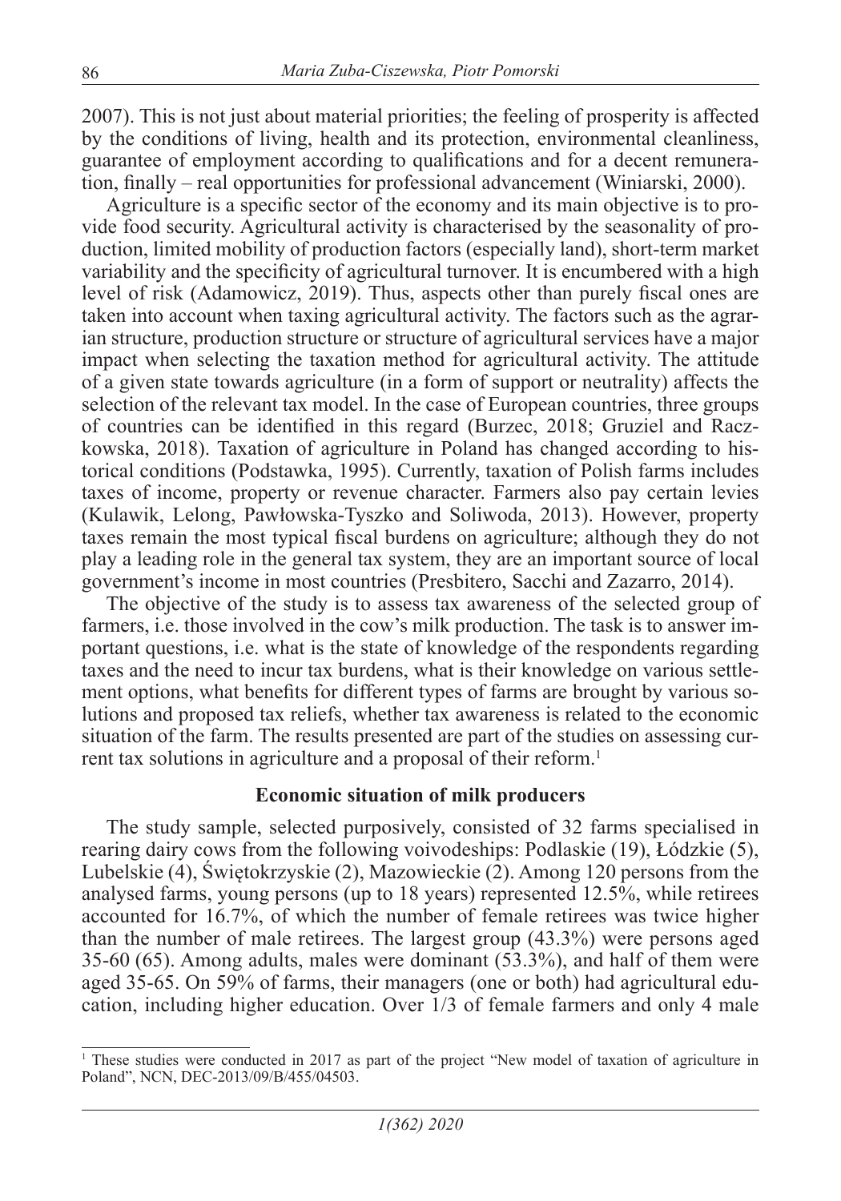2007). This is not just about material priorities; the feeling of prosperity is affected by the conditions of living, health and its protection, environmental cleanliness, guarantee of employment according to qualifications and for a decent remuneration, finally – real opportunities for professional advancement (Winiarski, 2000).

Agriculture is a specific sector of the economy and its main objective is to provide food security. Agricultural activity is characterised by the seasonality of production, limited mobility of production factors (especially land), short-term market variability and the specificity of agricultural turnover. It is encumbered with a high level of risk (Adamowicz, 2019). Thus, aspects other than purely fiscal ones are taken into account when taxing agricultural activity. The factors such as the agrarian structure, production structure or structure of agricultural services have a major impact when selecting the taxation method for agricultural activity. The attitude of a given state towards agriculture (in a form of support or neutrality) affects the selection of the relevant tax model. In the case of European countries, three groups of countries can be identified in this regard (Burzec, 2018; Gruziel and Raczkowska, 2018). Taxation of agriculture in Poland has changed according to historical conditions (Podstawka, 1995). Currently, taxation of Polish farms includes taxes of income, property or revenue character. Farmers also pay certain levies (Kulawik, Lelong, Pawłowska-Tyszko and Soliwoda, 2013). However, property taxes remain the most typical fiscal burdens on agriculture; although they do not play a leading role in the general tax system, they are an important source of local government's income in most countries (Presbitero, Sacchi and Zazarro, 2014).

The objective of the study is to assess tax awareness of the selected group of farmers, i.e. those involved in the cow's milk production. The task is to answer important questions, i.e. what is the state of knowledge of the respondents regarding taxes and the need to incur tax burdens, what is their knowledge on various settlement options, what benefits for different types of farms are brought by various solutions and proposed tax reliefs, whether tax awareness is related to the economic situation of the farm. The results presented are part of the studies on assessing current tax solutions in agriculture and a proposal of their reform.[1]

## Economic situation of milk producers

The study sample, selected purposively, consisted of 32 farms specialised in rearing dairy cows from the following voivodeships: Podlaskie (19), Łódzkie (5), Lubelskie (4), Świętokrzyskie (2), Mazowieckie (2). Among 120 persons from the analysed farms, young persons (up to 18 years) represented 12.5%, while retirees accounted for 16.7%, of which the number of female retirees was twice higher than the number of male retirees. The largest group (43.3%) were persons aged 35-60 (65). Among adults, males were dominant (53.3%), and half of them were aged 35-65. On 59% of farms, their managers (one or both) had agricultural education, including higher education. Over 1/3 of female farmers and only 4 male

---

[1] These studies were conducted in 2017 as part of the project "New model of taxation of agriculture in Poland", NCN, DEC-2013/09/B/455/04503.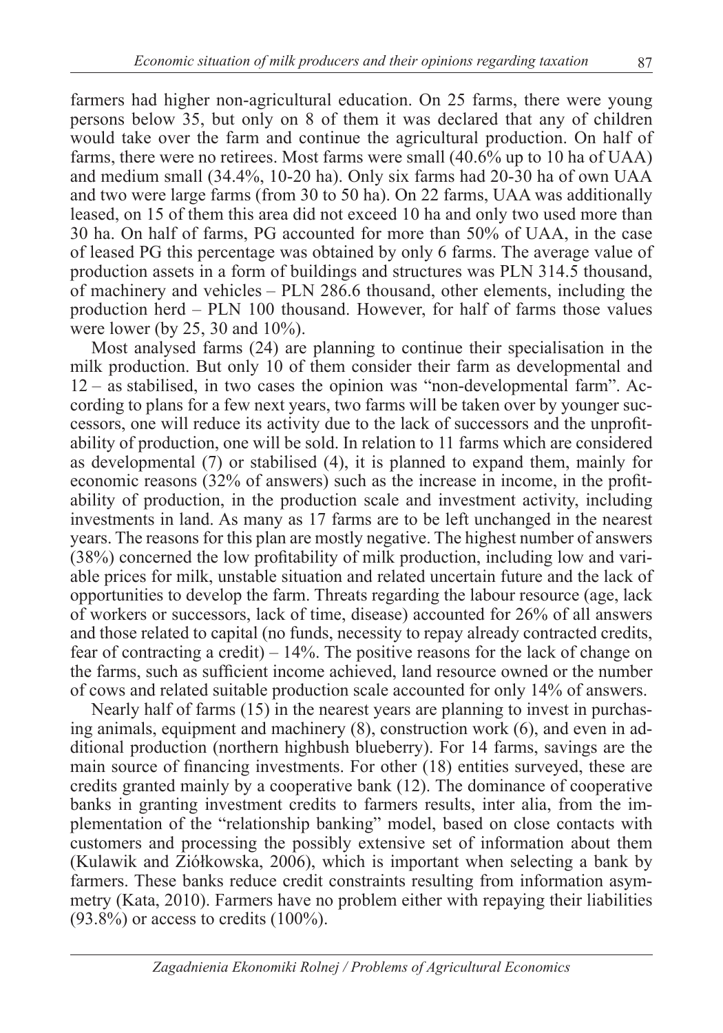farmers had higher non-agricultural education. On 25 farms, there were young persons below 35, but only on 8 of them it was declared that any of children would take over the farm and continue the agricultural production. On half of farms, there were no retirees. Most farms were small (40.6% up to 10 ha of UAA) and medium small (34.4%, 10-20 ha). Only six farms had 20-30 ha of own UAA and two were large farms (from 30 to 50 ha). On 22 farms, UAA was additionally leased, on 15 of them this area did not exceed 10 ha and only two used more than 30 ha. On half of farms, PG accounted for more than 50% of UAA, in the case of leased PG this percentage was obtained by only 6 farms. The average value of production assets in a form of buildings and structures was PLN 314.5 thousand, of machinery and vehicles – PLN 286.6 thousand, other elements, including the production herd – PLN 100 thousand. However, for half of farms those values were lower (by 25, 30 and 10%).

Most analysed farms (24) are planning to continue their specialisation in the milk production. But only 10 of them consider their farm as developmental and 12 – as stabilised, in two cases the opinion was "non-developmental farm". According to plans for a few next years, two farms will be taken over by younger successors, one will reduce its activity due to the lack of successors and the unprofitability of production, one will be sold. In relation to 11 farms which are considered as developmental (7) or stabilised (4), it is planned to expand them, mainly for economic reasons (32% of answers) such as the increase in income, in the profitability of production, in the production scale and investment activity, including investments in land. As many as 17 farms are to be left unchanged in the nearest years. The reasons for this plan are mostly negative. The highest number of answers (38%) concerned the low profitability of milk production, including low and variable prices for milk, unstable situation and related uncertain future and the lack of opportunities to develop the farm. Threats regarding the labour resource (age, lack of workers or successors, lack of time, disease) accounted for 26% of all answers and those related to capital (no funds, necessity to repay already contracted credits, fear of contracting a credit) – 14%. The positive reasons for the lack of change on the farms, such as sufficient income achieved, land resource owned or the number of cows and related suitable production scale accounted for only 14% of answers.

Nearly half of farms (15) in the nearest years are planning to invest in purchasing animals, equipment and machinery (8), construction work (6), and even in additional production (northern highbush blueberry). For 14 farms, savings are the main source of financing investments. For other (18) entities surveyed, these are credits granted mainly by a cooperative bank (12). The dominance of cooperative banks in granting investment credits to farmers results, inter alia, from the implementation of the "relationship banking" model, based on close contacts with customers and processing the possibly extensive set of information about them (Kulawik and Ziółkowska, 2006), which is important when selecting a bank by farmers. These banks reduce credit constraints resulting from information asymmetry (Kata, 2010). Farmers have no problem either with repaying their liabilities (93.8%) or access to credits (100%).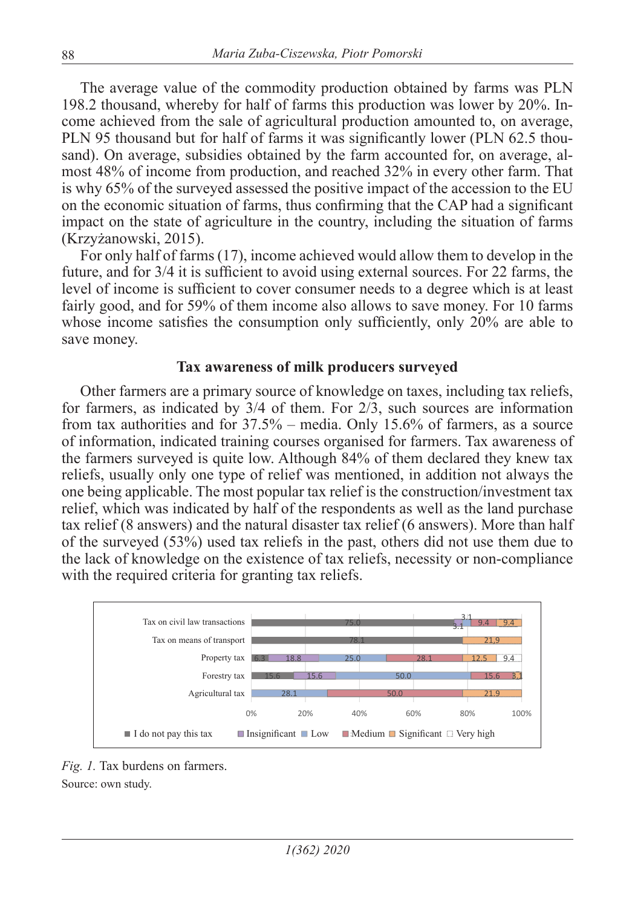The average value of the commodity production obtained by farms was PLN 198.2 thousand, whereby for half of farms this production was lower by 20%. Income achieved from the sale of agricultural production amounted to, on average, PLN 95 thousand but for half of farms it was significantly lower (PLN 62.5 thousand). On average, subsidies obtained by the farm accounted for, on average, almost 48% of income from production, and reached 32% in every other farm. That is why 65% of the surveyed assessed the positive impact of the accession to the EU on the economic situation of farms, thus confirming that the CAP had a significant impact on the state of agriculture in the country, including the situation of farms (Krzyżanowski, 2015).

For only half of farms (17), income achieved would allow them to develop in the future, and for 3/4 it is sufficient to avoid using external sources. For 22 farms, the level of income is sufficient to cover consumer needs to a degree which is at least fairly good, and for 59% of them income also allows to save money. For 10 farms whose income satisfies the consumption only sufficiently, only 20% are able to save money.

### Tax awareness of milk producers surveyed

Other farmers are a primary source of knowledge on taxes, including tax reliefs, for farmers, as indicated by 3/4 of them. For 2/3, such sources are information from tax authorities and for 37.5% – media. Only 15.6% of farmers, as a source of information, indicated training courses organised for farmers. Tax awareness of the farmers surveyed is quite low. Although 84% of them declared they knew tax reliefs, usually only one type of relief was mentioned, in addition not always the one being applicable. The most popular tax relief is the construction/investment tax relief, which was indicated by half of the respondents as well as the land purchase tax relief (8 answers) and the natural disaster tax relief (6 answers). More than half of the surveyed (53%) used tax reliefs in the past, others did not use them due to the lack of knowledge on the existence of tax reliefs, necessity or non-compliance with the required criteria for granting tax reliefs.

| | I do not pay this tax | Insignificant | Low | Medium | Significant | Very high |
|---|---|---|---|---|---|---|
| Tax on civil law transactions | 75.0 | 3.1 | 3.1 | 9.4 | 9.4 | |
| Tax on means of transport | 78.1 | | | | 21.9 | |
| Property tax | 6.3 | 18.8 | 25.0 | 28.1 | 12.5 | 9.4 |
| Forestry tax | 15.6 | 15.6 | 50.0 | 15.6 | 3.1 | |
| Agricultural tax | | | 28.1 | 50.0 | 21.9 | |

*Fig. 1.* Tax burdens on farmers.

Source: own study.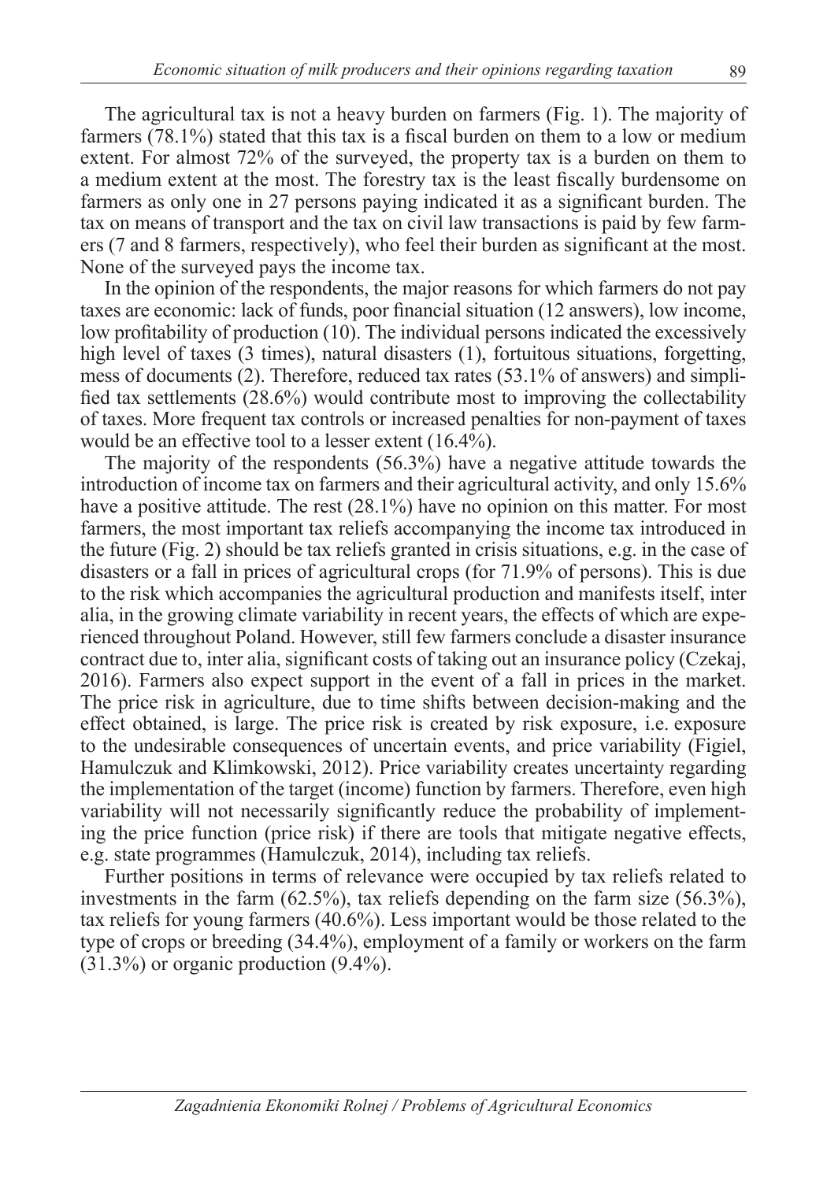The agricultural tax is not a heavy burden on farmers (Fig. 1). The majority of farmers (78.1%) stated that this tax is a fiscal burden on them to a low or medium extent. For almost 72% of the surveyed, the property tax is a burden on them to a medium extent at the most. The forestry tax is the least fiscally burdensome on farmers as only one in 27 persons paying indicated it as a significant burden. The tax on means of transport and the tax on civil law transactions is paid by few farmers (7 and 8 farmers, respectively), who feel their burden as significant at the most. None of the surveyed pays the income tax.

In the opinion of the respondents, the major reasons for which farmers do not pay taxes are economic: lack of funds, poor financial situation (12 answers), low income, low profitability of production (10). The individual persons indicated the excessively high level of taxes (3 times), natural disasters (1), fortuitous situations, forgetting, mess of documents (2). Therefore, reduced tax rates (53.1% of answers) and simplified tax settlements (28.6%) would contribute most to improving the collectability of taxes. More frequent tax controls or increased penalties for non-payment of taxes would be an effective tool to a lesser extent (16.4%).

The majority of the respondents (56.3%) have a negative attitude towards the introduction of income tax on farmers and their agricultural activity, and only 15.6% have a positive attitude. The rest (28.1%) have no opinion on this matter. For most farmers, the most important tax reliefs accompanying the income tax introduced in the future (Fig. 2) should be tax reliefs granted in crisis situations, e.g. in the case of disasters or a fall in prices of agricultural crops (for 71.9% of persons). This is due to the risk which accompanies the agricultural production and manifests itself, inter alia, in the growing climate variability in recent years, the effects of which are experienced throughout Poland. However, still few farmers conclude a disaster insurance contract due to, inter alia, significant costs of taking out an insurance policy (Czekaj, 2016). Farmers also expect support in the event of a fall in prices in the market. The price risk in agriculture, due to time shifts between decision-making and the effect obtained, is large. The price risk is created by risk exposure, i.e. exposure to the undesirable consequences of uncertain events, and price variability (Figiel, Hamulczuk and Klimkowski, 2012). Price variability creates uncertainty regarding the implementation of the target (income) function by farmers. Therefore, even high variability will not necessarily significantly reduce the probability of implementing the price function (price risk) if there are tools that mitigate negative effects, e.g. state programmes (Hamulczuk, 2014), including tax reliefs.

Further positions in terms of relevance were occupied by tax reliefs related to investments in the farm (62.5%), tax reliefs depending on the farm size (56.3%), tax reliefs for young farmers (40.6%). Less important would be those related to the type of crops or breeding (34.4%), employment of a family or workers on the farm (31.3%) or organic production (9.4%).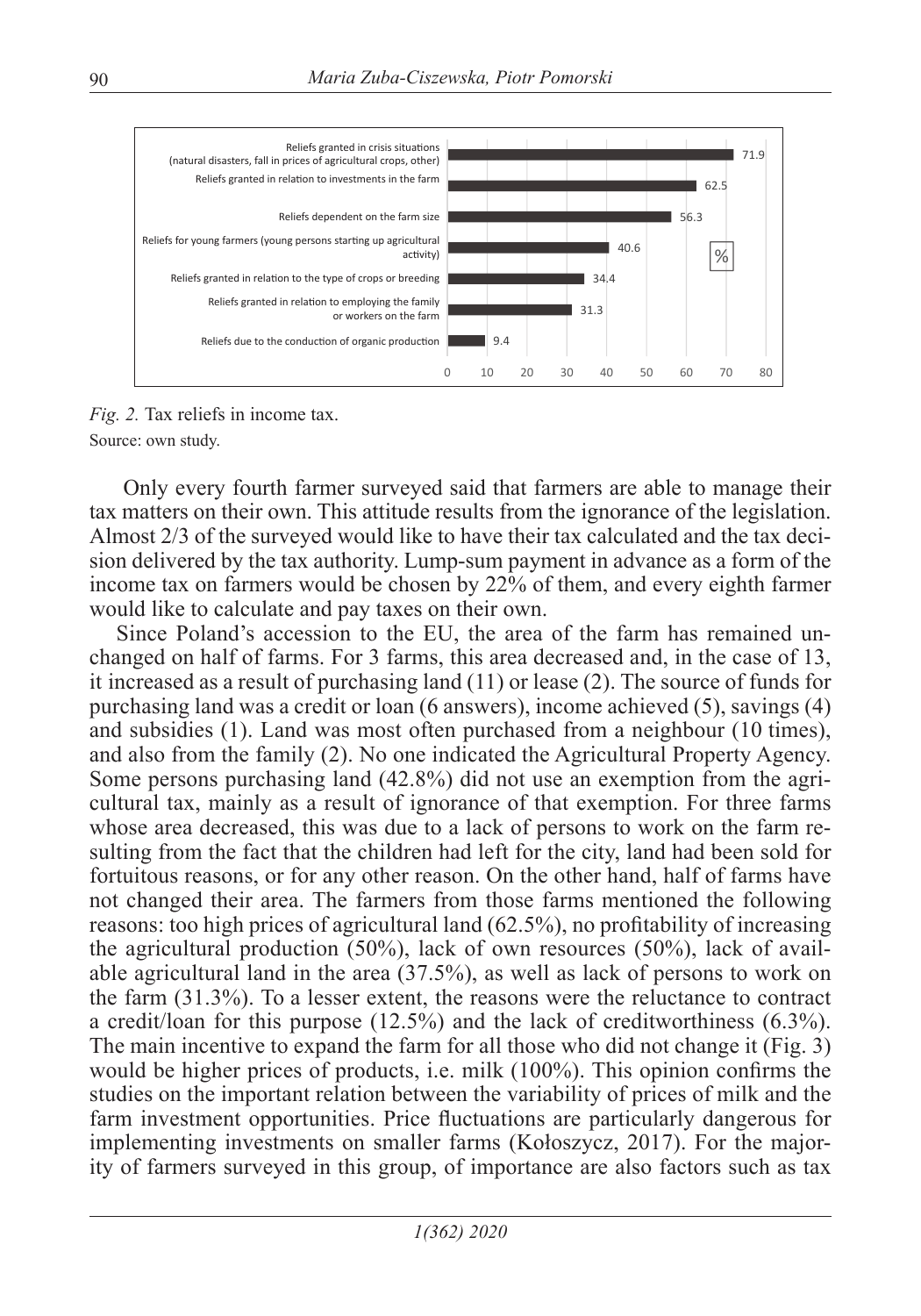*Fig. 2.* Tax reliefs in income tax.
Source: own study.

| Tax relief | % |
|---|---|
| Reliefs granted in crisis situations (natural disasters, fall in prices of agricultural crops, other) | 71.9 |
| Reliefs granted in relation to investments in the farm | 62.5 |
| Reliefs dependent on the farm size | 56.3 |
| Reliefs for young farmers (young persons starting up agricultural activity) | 40.6 |
| Reliefs granted in relation to the type of crops or breeding | 34.4 |
| Reliefs granted in relation to employing the family or workers on the farm | 31.3 |
| Reliefs due to the conduction of organic production | 9.4 |

Only every fourth farmer surveyed said that farmers are able to manage their tax matters on their own. This attitude results from the ignorance of the legislation. Almost 2/3 of the surveyed would like to have their tax calculated and the tax decision delivered by the tax authority. Lump-sum payment in advance as a form of the income tax on farmers would be chosen by 22% of them, and every eighth farmer would like to calculate and pay taxes on their own.

Since Poland's accession to the EU, the area of the farm has remained unchanged on half of farms. For 3 farms, this area decreased and, in the case of 13, it increased as a result of purchasing land (11) or lease (2). The source of funds for purchasing land was a credit or loan (6 answers), income achieved (5), savings (4) and subsidies (1). Land was most often purchased from a neighbour (10 times), and also from the family (2). No one indicated the Agricultural Property Agency. Some persons purchasing land (42.8%) did not use an exemption from the agricultural tax, mainly as a result of ignorance of that exemption. For three farms whose area decreased, this was due to a lack of persons to work on the farm resulting from the fact that the children had left for the city, land had been sold for fortuitous reasons, or for any other reason. On the other hand, half of farms have not changed their area. The farmers from those farms mentioned the following reasons: too high prices of agricultural land (62.5%), no profitability of increasing the agricultural production (50%), lack of own resources (50%), lack of available agricultural land in the area (37.5%), as well as lack of persons to work on the farm (31.3%). To a lesser extent, the reasons were the reluctance to contract a credit/loan for this purpose (12.5%) and the lack of creditworthiness (6.3%). The main incentive to expand the farm for all those who did not change it (Fig. 3) would be higher prices of products, i.e. milk (100%). This opinion confirms the studies on the important relation between the variability of prices of milk and the farm investment opportunities. Price fluctuations are particularly dangerous for implementing investments on smaller farms (Kołoszycz, 2017). For the majority of farmers surveyed in this group, of importance are also factors such as tax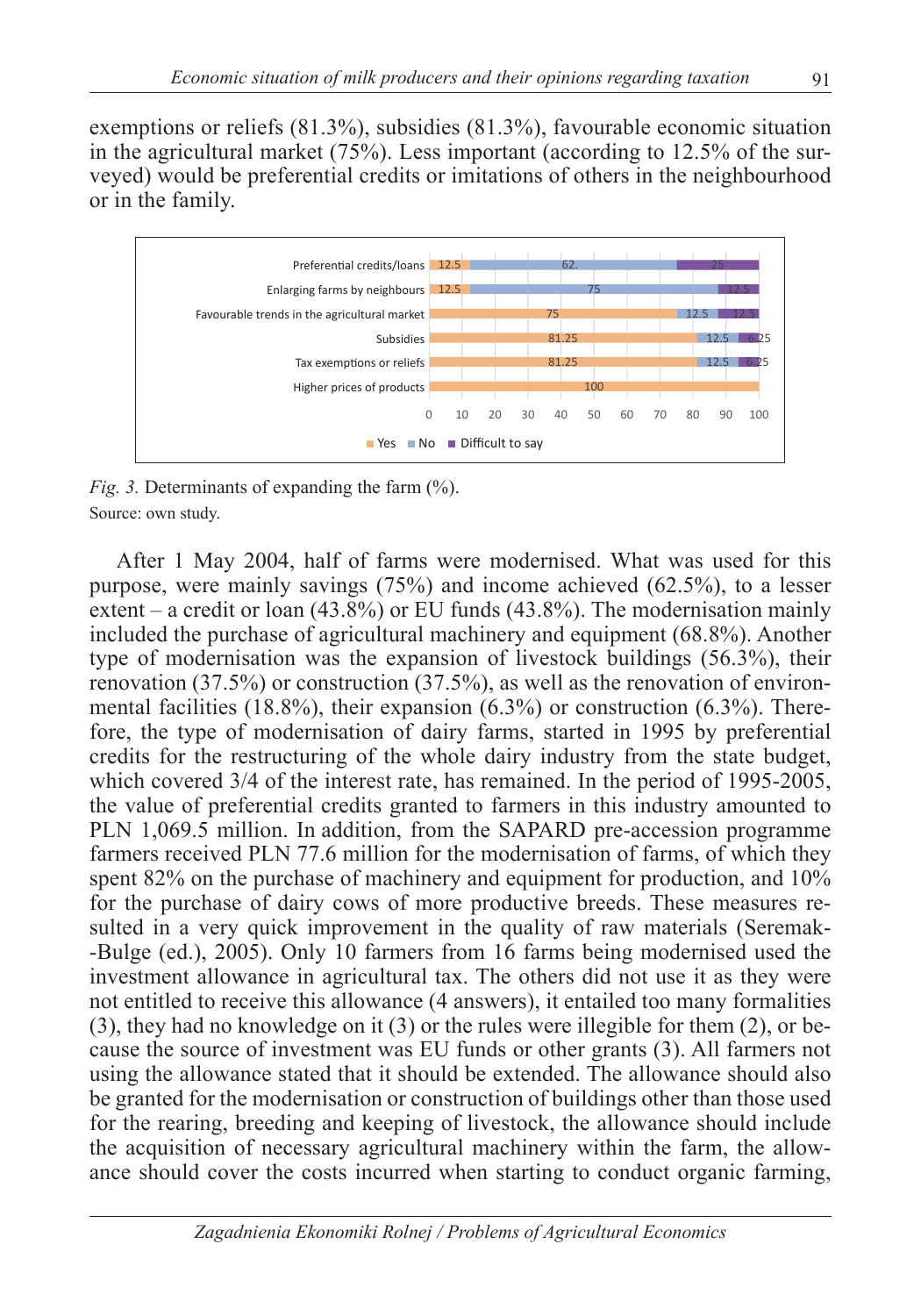exemptions or reliefs (81.3%), subsidies (81.3%), favourable economic situation in the agricultural market (75%). Less important (according to 12.5% of the surveyed) would be preferential credits or imitations of others in the neighbourhood or in the family.

| | Yes | No | Difficult to say |
|---|---|---|---|
| Preferential credits/loans | 12.5 | 62. | 25 |
| Enlarging farms by neighbours | 12.5 | 75 | 12.5 |
| Favourable trends in the agricultural market | 75 | 12.5 | 12.5 |
| Subsidies | 81.25 | 12.5 | 6.25 |
| Tax exemptions or reliefs | 81.25 | 12.5 | 6.25 |
| Higher prices of products | 100 | | |

*Fig. 3.* Determinants of expanding the farm (%).
Source: own study.

After 1 May 2004, half of farms were modernised. What was used for this purpose, were mainly savings (75%) and income achieved (62.5%), to a lesser extent – a credit or loan (43.8%) or EU funds (43.8%). The modernisation mainly included the purchase of agricultural machinery and equipment (68.8%). Another type of modernisation was the expansion of livestock buildings (56.3%), their renovation (37.5%) or construction (37.5%), as well as the renovation of environmental facilities (18.8%), their expansion (6.3%) or construction (6.3%). Therefore, the type of modernisation of dairy farms, started in 1995 by preferential credits for the restructuring of the whole dairy industry from the state budget, which covered 3/4 of the interest rate, has remained. In the period of 1995-2005, the value of preferential credits granted to farmers in this industry amounted to PLN 1,069.5 million. In addition, from the SAPARD pre-accession programme farmers received PLN 77.6 million for the modernisation of farms, of which they spent 82% on the purchase of machinery and equipment for production, and 10% for the purchase of dairy cows of more productive breeds. These measures resulted in a very quick improvement in the quality of raw materials (Seremak-Bulge (ed.), 2005). Only 10 farmers from 16 farms being modernised used the investment allowance in agricultural tax. The others did not use it as they were not entitled to receive this allowance (4 answers), it entailed too many formalities (3), they had no knowledge on it (3) or the rules were illegible for them (2), or because the source of investment was EU funds or other grants (3). All farmers not using the allowance stated that it should be extended. The allowance should also be granted for the modernisation or construction of buildings other than those used for the rearing, breeding and keeping of livestock, the allowance should include the acquisition of necessary agricultural machinery within the farm, the allowance should cover the costs incurred when starting to conduct organic farming,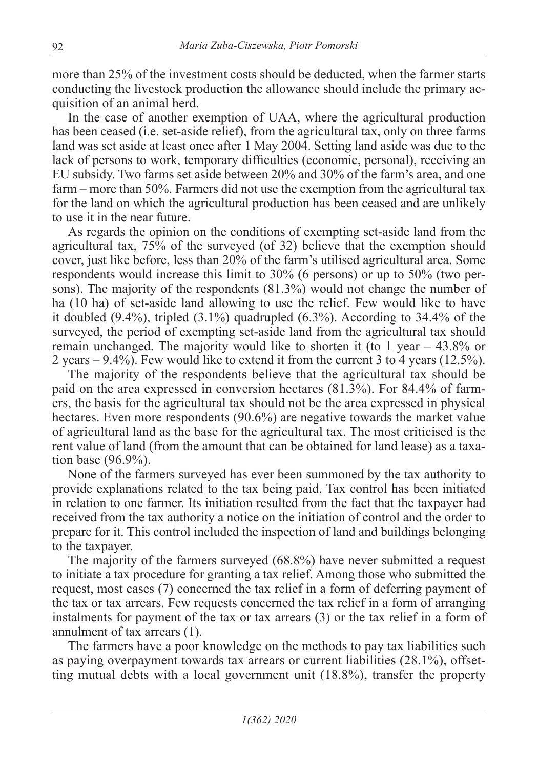more than 25% of the investment costs should be deducted, when the farmer starts conducting the livestock production the allowance should include the primary acquisition of an animal herd.

In the case of another exemption of UAA, where the agricultural production has been ceased (i.e. set-aside relief), from the agricultural tax, only on three farms land was set aside at least once after 1 May 2004. Setting land aside was due to the lack of persons to work, temporary difficulties (economic, personal), receiving an EU subsidy. Two farms set aside between 20% and 30% of the farm's area, and one farm – more than 50%. Farmers did not use the exemption from the agricultural tax for the land on which the agricultural production has been ceased and are unlikely to use it in the near future.

As regards the opinion on the conditions of exempting set-aside land from the agricultural tax, 75% of the surveyed (of 32) believe that the exemption should cover, just like before, less than 20% of the farm's utilised agricultural area. Some respondents would increase this limit to 30% (6 persons) or up to 50% (two persons). The majority of the respondents (81.3%) would not change the number of ha (10 ha) of set-aside land allowing to use the relief. Few would like to have it doubled (9.4%), tripled (3.1%) quadrupled (6.3%). According to 34.4% of the surveyed, the period of exempting set-aside land from the agricultural tax should remain unchanged. The majority would like to shorten it (to 1 year – 43.8% or 2 years – 9.4%). Few would like to extend it from the current 3 to 4 years (12.5%).

The majority of the respondents believe that the agricultural tax should be paid on the area expressed in conversion hectares (81.3%). For 84.4% of farmers, the basis for the agricultural tax should not be the area expressed in physical hectares. Even more respondents (90.6%) are negative towards the market value of agricultural land as the base for the agricultural tax. The most criticised is the rent value of land (from the amount that can be obtained for land lease) as a taxation base (96.9%).

None of the farmers surveyed has ever been summoned by the tax authority to provide explanations related to the tax being paid. Tax control has been initiated in relation to one farmer. Its initiation resulted from the fact that the taxpayer had received from the tax authority a notice on the initiation of control and the order to prepare for it. This control included the inspection of land and buildings belonging to the taxpayer.

The majority of the farmers surveyed (68.8%) have never submitted a request to initiate a tax procedure for granting a tax relief. Among those who submitted the request, most cases (7) concerned the tax relief in a form of deferring payment of the tax or tax arrears. Few requests concerned the tax relief in a form of arranging instalments for payment of the tax or tax arrears (3) or the tax relief in a form of annulment of tax arrears (1).

The farmers have a poor knowledge on the methods to pay tax liabilities such as paying overpayment towards tax arrears or current liabilities (28.1%), offsetting mutual debts with a local government unit (18.8%), transfer the property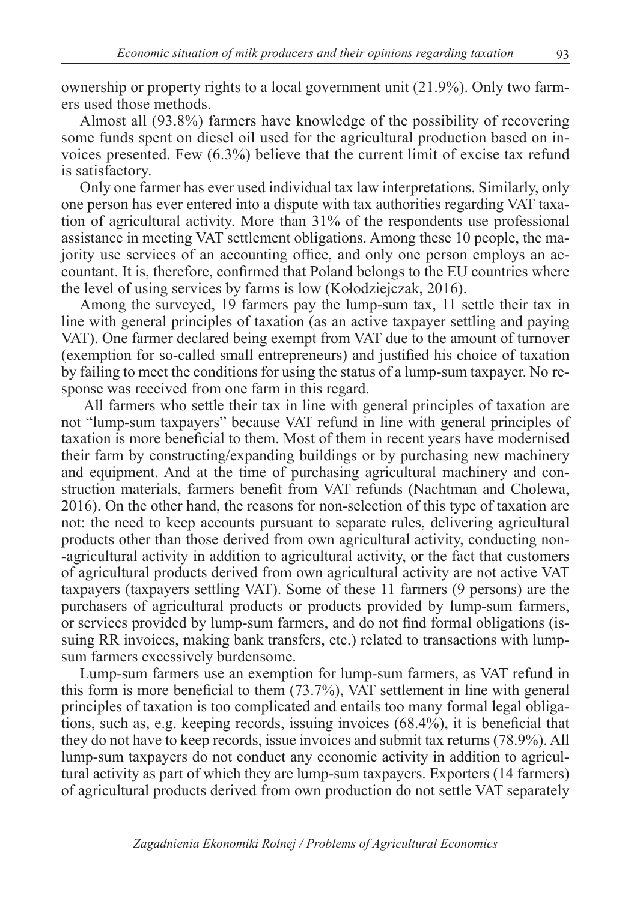ownership or property rights to a local government unit (21.9%). Only two farmers used those methods.

Almost all (93.8%) farmers have knowledge of the possibility of recovering some funds spent on diesel oil used for the agricultural production based on invoices presented. Few (6.3%) believe that the current limit of excise tax refund is satisfactory.

Only one farmer has ever used individual tax law interpretations. Similarly, only one person has ever entered into a dispute with tax authorities regarding VAT taxation of agricultural activity. More than 31% of the respondents use professional assistance in meeting VAT settlement obligations. Among these 10 people, the majority use services of an accounting office, and only one person employs an accountant. It is, therefore, confirmed that Poland belongs to the EU countries where the level of using services by farms is low (Kołodziejczak, 2016).

Among the surveyed, 19 farmers pay the lump-sum tax, 11 settle their tax in line with general principles of taxation (as an active taxpayer settling and paying VAT). One farmer declared being exempt from VAT due to the amount of turnover (exemption for so-called small entrepreneurs) and justified his choice of taxation by failing to meet the conditions for using the status of a lump-sum taxpayer. No response was received from one farm in this regard.

All farmers who settle their tax in line with general principles of taxation are not "lump-sum taxpayers" because VAT refund in line with general principles of taxation is more beneficial to them. Most of them in recent years have modernised their farm by constructing/expanding buildings or by purchasing new machinery and equipment. And at the time of purchasing agricultural machinery and construction materials, farmers benefit from VAT refunds (Nachtman and Cholewa, 2016). On the other hand, the reasons for non-selection of this type of taxation are not: the need to keep accounts pursuant to separate rules, delivering agricultural products other than those derived from own agricultural activity, conducting non-agricultural activity in addition to agricultural activity, or the fact that customers of agricultural products derived from own agricultural activity are not active VAT taxpayers (taxpayers settling VAT). Some of these 11 farmers (9 persons) are the purchasers of agricultural products or products provided by lump-sum farmers, or services provided by lump-sum farmers, and do not find formal obligations (issuing RR invoices, making bank transfers, etc.) related to transactions with lump-sum farmers excessively burdensome.

Lump-sum farmers use an exemption for lump-sum farmers, as VAT refund in this form is more beneficial to them (73.7%), VAT settlement in line with general principles of taxation is too complicated and entails too many formal legal obligations, such as, e.g. keeping records, issuing invoices (68.4%), it is beneficial that they do not have to keep records, issue invoices and submit tax returns (78.9%). All lump-sum taxpayers do not conduct any economic activity in addition to agricultural activity as part of which they are lump-sum taxpayers. Exporters (14 farmers) of agricultural products derived from own production do not settle VAT separately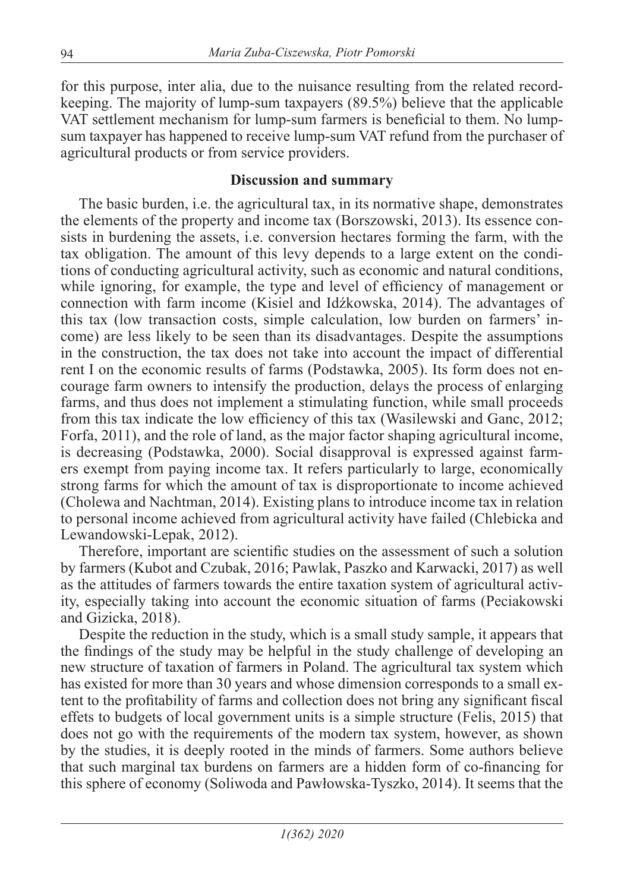for this purpose, inter alia, due to the nuisance resulting from the related record-keeping. The majority of lump-sum taxpayers (89.5%) believe that the applicable VAT settlement mechanism for lump-sum farmers is beneficial to them. No lump-sum taxpayer has happened to receive lump-sum VAT refund from the purchaser of agricultural products or from service providers.

## Discussion and summary

The basic burden, i.e. the agricultural tax, in its normative shape, demonstrates the elements of the property and income tax (Borszowski, 2013). Its essence consists in burdening the assets, i.e. conversion hectares forming the farm, with the tax obligation. The amount of this levy depends to a large extent on the conditions of conducting agricultural activity, such as economic and natural conditions, while ignoring, for example, the type and level of efficiency of management or connection with farm income (Kisiel and Idźkowska, 2014). The advantages of this tax (low transaction costs, simple calculation, low burden on farmers' income) are less likely to be seen than its disadvantages. Despite the assumptions in the construction, the tax does not take into account the impact of differential rent I on the economic results of farms (Podstawka, 2005). Its form does not encourage farm owners to intensify the production, delays the process of enlarging farms, and thus does not implement a stimulating function, while small proceeds from this tax indicate the low efficiency of this tax (Wasilewski and Ganc, 2012; Forfa, 2011), and the role of land, as the major factor shaping agricultural income, is decreasing (Podstawka, 2000). Social disapproval is expressed against farmers exempt from paying income tax. It refers particularly to large, economically strong farms for which the amount of tax is disproportionate to income achieved (Cholewa and Nachtman, 2014). Existing plans to introduce income tax in relation to personal income achieved from agricultural activity have failed (Chlebicka and Lewandowski-Lepak, 2012).

Therefore, important are scientific studies on the assessment of such a solution by farmers (Kubot and Czubak, 2016; Pawlak, Paszko and Karwacki, 2017) as well as the attitudes of farmers towards the entire taxation system of agricultural activity, especially taking into account the economic situation of farms (Peciakowski and Gizicka, 2018).

Despite the reduction in the study, which is a small study sample, it appears that the findings of the study may be helpful in the study challenge of developing an new structure of taxation of farmers in Poland. The agricultural tax system which has existed for more than 30 years and whose dimension corresponds to a small extent to the profitability of farms and collection does not bring any significant fiscal effets to budgets of local government units is a simple structure (Felis, 2015) that does not go with the requirements of the modern tax system, however, as shown by the studies, it is deeply rooted in the minds of farmers. Some authors believe that such marginal tax burdens on farmers are a hidden form of co-financing for this sphere of economy (Soliwoda and Pawłowska-Tyszko, 2014). It seems that the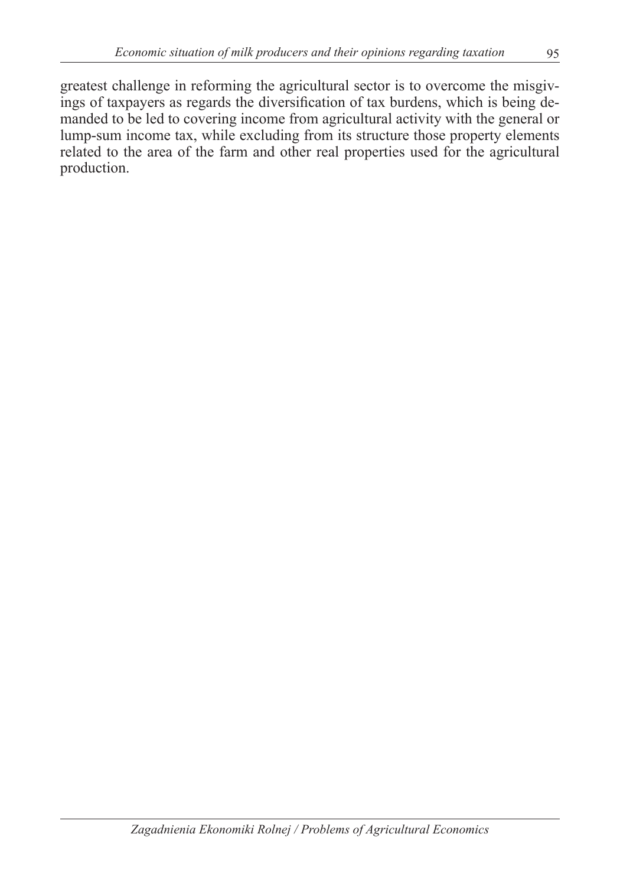greatest challenge in reforming the agricultural sector is to overcome the misgivings of taxpayers as regards the diversification of tax burdens, which is being demanded to be led to covering income from agricultural activity with the general or lump-sum income tax, while excluding from its structure those property elements related to the area of the farm and other real properties used for the agricultural production.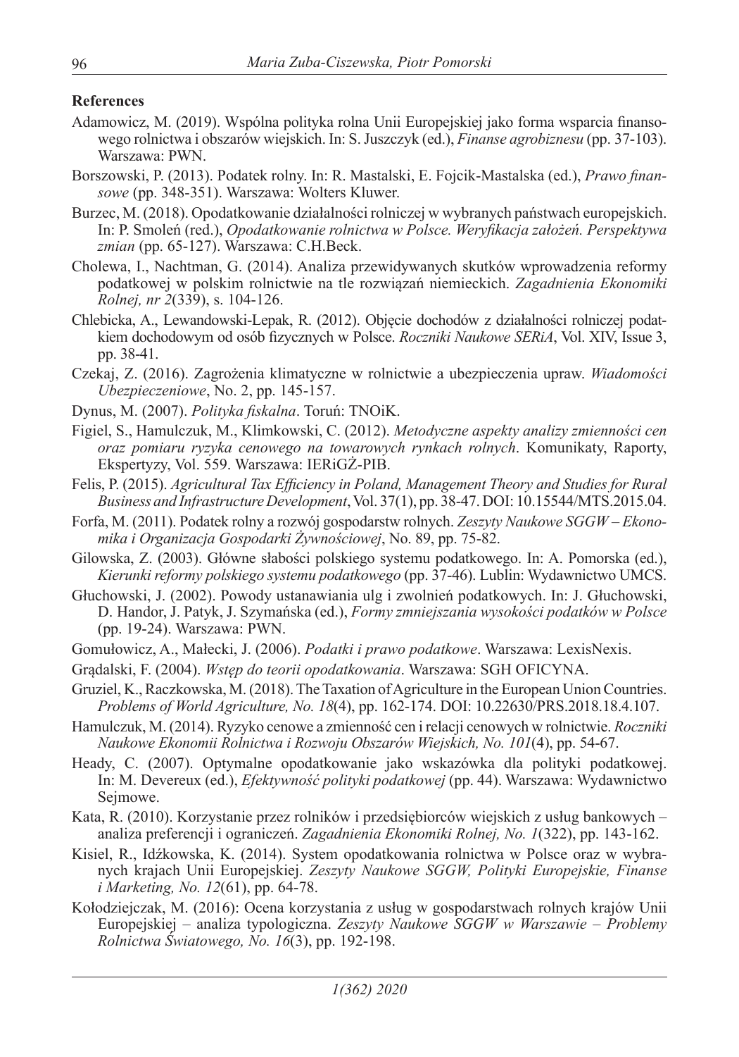**References**

Adamowicz, M. (2019). Wspólna polityka rolna Unii Europejskiej jako forma wsparcia finansowego rolnictwa i obszarów wiejskich. In: S. Juszczyk (ed.), *Finanse agrobiznesu* (pp. 37-103). Warszawa: PWN.

Borszowski, P. (2013). Podatek rolny. In: R. Mastalski, E. Fojcik-Mastalska (ed.), *Prawo finansowe* (pp. 348-351). Warszawa: Wolters Kluwer.

Burzec, M. (2018). Opodatkowanie działalności rolniczej w wybranych państwach europejskich. In: P. Smoleń (red.), *Opodatkowanie rolnictwa w Polsce. Weryfikacja założeń. Perspektywa zmian* (pp. 65-127). Warszawa: C.H.Beck.

Cholewa, I., Nachtman, G. (2014). Analiza przewidywanych skutków wprowadzenia reformy podatkowej w polskim rolnictwie na tle rozwiązań niemieckich. *Zagadnienia Ekonomiki Rolnej, nr 2*(339), s. 104-126.

Chlebicka, A., Lewandowski-Lepak, R. (2012). Objęcie dochodów z działalności rolniczej podatkiem dochodowym od osób fizycznych w Polsce. *Roczniki Naukowe SERiA*, Vol. XIV, Issue 3, pp. 38-41.

Czekaj, Z. (2016). Zagrożenia klimatyczne w rolnictwie a ubezpieczenia upraw. *Wiadomości Ubezpieczeniowe*, No. 2, pp. 145-157.

Dynus, M. (2007). *Polityka fiskalna*. Toruń: TNOiK.

Figiel, S., Hamulczuk, M., Klimkowski, C. (2012). *Metodyczne aspekty analizy zmienności cen oraz pomiaru ryzyka cenowego na towarowych rynkach rolnych*. Komunikaty, Raporty, Ekspertyzy, Vol. 559. Warszawa: IERiGŻ-PIB.

Felis, P. (2015). *Agricultural Tax Efficiency in Poland, Management Theory and Studies for Rural Business and Infrastructure Development*, Vol. 37(1), pp. 38-47. DOI: 10.15544/MTS.2015.04.

Forfa, M. (2011). Podatek rolny a rozwój gospodarstw rolnych. *Zeszyty Naukowe SGGW – Ekonomika i Organizacja Gospodarki Żywnościowej*, No. 89, pp. 75-82.

Gilowska, Z. (2003). Główne słabości polskiego systemu podatkowego. In: A. Pomorska (ed.), *Kierunki reformy polskiego systemu podatkowego* (pp. 37-46). Lublin: Wydawnictwo UMCS.

Głuchowski, J. (2002). Powody ustanawiania ulg i zwolnień podatkowych. In: J. Głuchowski, D. Handor, J. Patyk, J. Szymańska (ed.), *Formy zmniejszania wysokości podatków w Polsce* (pp. 19-24). Warszawa: PWN.

Gomułowicz, A., Małecki, J. (2006). *Podatki i prawo podatkowe*. Warszawa: LexisNexis.

Grądalski, F. (2004). *Wstęp do teorii opodatkowania*. Warszawa: SGH OFICYNA.

Gruziel, K., Raczkowska, M. (2018). The Taxation of Agriculture in the European Union Countries. *Problems of World Agriculture, No. 18*(4), pp. 162-174. DOI: 10.22630/PRS.2018.18.4.107.

Hamulczuk, M. (2014). Ryzyko cenowe a zmienność cen i relacji cenowych w rolnictwie. *Roczniki Naukowe Ekonomii Rolnictwa i Rozwoju Obszarów Wiejskich, No. 101*(4), pp. 54-67.

Heady, C. (2007). Optymalne opodatkowanie jako wskazówka dla polityki podatkowej. In: M. Devereux (ed.), *Efektywność polityki podatkowej* (pp. 44). Warszawa: Wydawnictwo Sejmowe.

Kata, R. (2010). Korzystanie przez rolników i przedsiębiorców wiejskich z usług bankowych – analiza preferencji i ograniczeń. *Zagadnienia Ekonomiki Rolnej, No. 1*(322), pp. 143-162.

Kisiel, R., Idźkowska, K. (2014). System opodatkowania rolnictwa w Polsce oraz w wybranych krajach Unii Europejskiej. *Zeszyty Naukowe SGGW, Polityki Europejskie, Finanse i Marketing, No. 12*(61), pp. 64-78.

Kołodziejczak, M. (2016): Ocena korzystania z usług w gospodarstwach rolnych krajów Unii Europejskiej – analiza typologiczna. *Zeszyty Naukowe SGGW w Warszawie – Problemy Rolnictwa Światowego, No. 16*(3), pp. 192-198.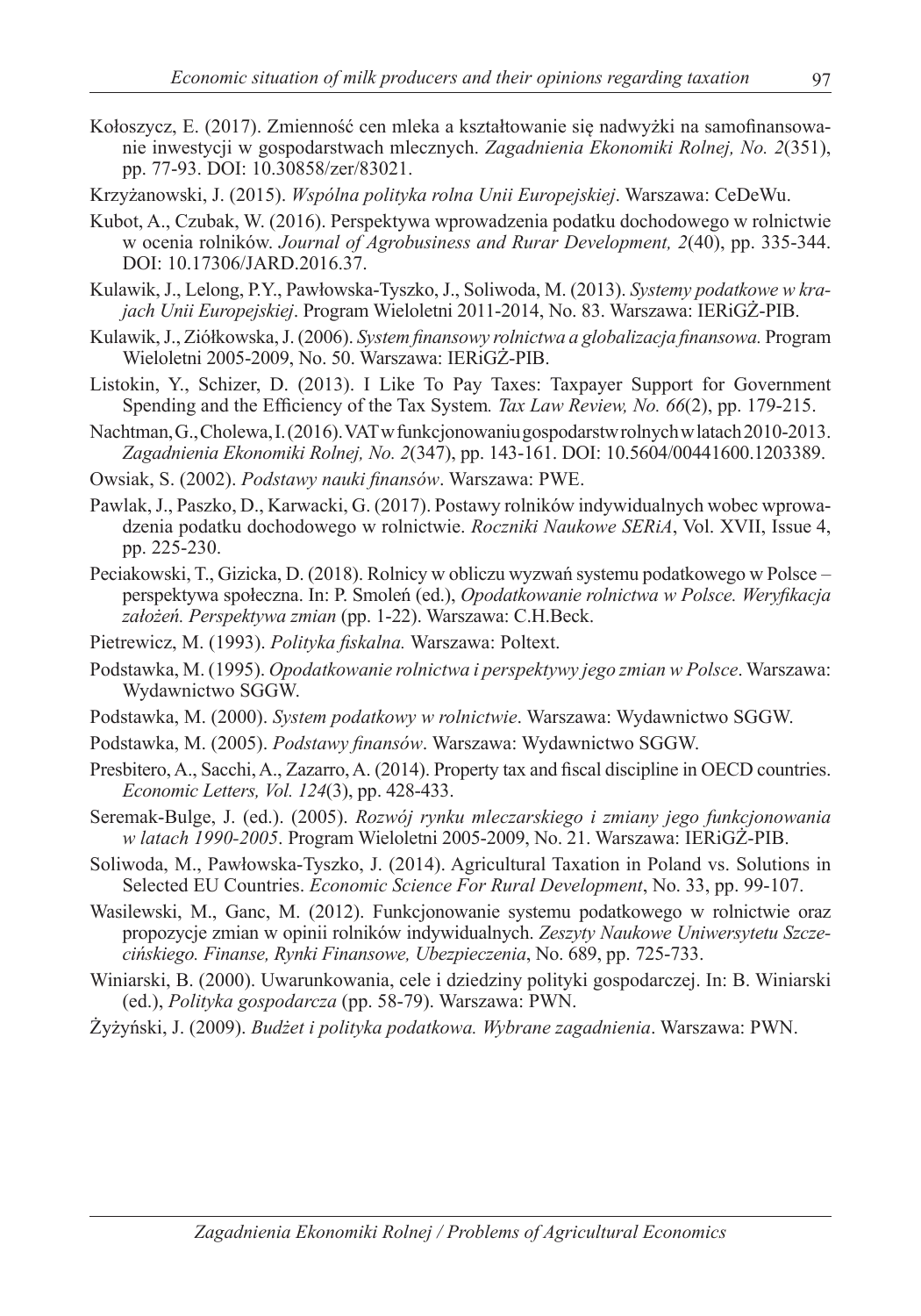Kołoszycz, E. (2017). Zmienność cen mleka a kształtowanie się nadwyżki na samofinansowanie inwestycji w gospodarstwach mlecznych. *Zagadnienia Ekonomiki Rolnej, No. 2*(351), pp. 77-93. DOI: 10.30858/zer/83021.

Krzyżanowski, J. (2015). *Wspólna polityka rolna Unii Europejskiej*. Warszawa: CeDeWu.

Kubot, A., Czubak, W. (2016). Perspektywa wprowadzenia podatku dochodowego w rolnictwie w ocenia rolników. *Journal of Agrobusiness and Rurar Development, 2*(40), pp. 335-344. DOI: 10.17306/JARD.2016.37.

Kulawik, J., Lelong, P.Y., Pawłowska-Tyszko, J., Soliwoda, M. (2013). *Systemy podatkowe w krajach Unii Europejskiej*. Program Wieloletni 2011-2014, No. 83. Warszawa: IERiGŻ-PIB.

Kulawik, J., Ziółkowska, J. (2006). *System finansowy rolnictwa a globalizacja finansowa.* Program Wieloletni 2005-2009, No. 50. Warszawa: IERiGŻ-PIB.

Listokin, Y., Schizer, D. (2013). I Like To Pay Taxes: Taxpayer Support for Government Spending and the Efficiency of the Tax System*. Tax Law Review, No. 66*(2), pp. 179-215.

Nachtman, G., Cholewa, I. (2016). VAT w funkcjonowaniu gospodarstw rolnych w latach 2010-2013. *Zagadnienia Ekonomiki Rolnej, No. 2*(347), pp. 143-161. DOI: 10.5604/00441600.1203389.

Owsiak, S. (2002). *Podstawy nauki finansów*. Warszawa: PWE.

Pawlak, J., Paszko, D., Karwacki, G. (2017). Postawy rolników indywidualnych wobec wprowadzenia podatku dochodowego w rolnictwie. *Roczniki Naukowe SERiA*, Vol. XVII, Issue 4, pp. 225-230.

Peciakowski, T., Gizicka, D. (2018). Rolnicy w obliczu wyzwań systemu podatkowego w Polsce – perspektywa społeczna. In: P. Smoleń (ed.), *Opodatkowanie rolnictwa w Polsce. Weryfikacja założeń. Perspektywa zmian* (pp. 1-22). Warszawa: C.H.Beck.

Pietrewicz, M. (1993). *Polityka fiskalna.* Warszawa: Poltext.

Podstawka, M. (1995). *Opodatkowanie rolnictwa i perspektywy jego zmian w Polsce*. Warszawa: Wydawnictwo SGGW.

Podstawka, M. (2000). *System podatkowy w rolnictwie*. Warszawa: Wydawnictwo SGGW.

Podstawka, M. (2005). *Podstawy finansów*. Warszawa: Wydawnictwo SGGW.

Presbitero, A., Sacchi, A., Zazarro, A. (2014). Property tax and fiscal discipline in OECD countries. *Economic Letters, Vol. 124*(3), pp. 428-433.

Seremak-Bulge, J. (ed.). (2005). *Rozwój rynku mleczarskiego i zmiany jego funkcjonowania w latach 1990-2005*. Program Wieloletni 2005-2009, No. 21. Warszawa: IERiGŻ-PIB.

Soliwoda, M., Pawłowska-Tyszko, J. (2014). Agricultural Taxation in Poland vs. Solutions in Selected EU Countries. *Economic Science For Rural Development*, No. 33, pp. 99-107.

Wasilewski, M., Ganc, M. (2012). Funkcjonowanie systemu podatkowego w rolnictwie oraz propozycje zmian w opinii rolników indywidualnych. *Zeszyty Naukowe Uniwersytetu Szczecińskiego. Finanse, Rynki Finansowe, Ubezpieczenia*, No. 689, pp. 725-733.

Winiarski, B. (2000). Uwarunkowania, cele i dziedziny polityki gospodarczej. In: B. Winiarski (ed.), *Polityka gospodarcza* (pp. 58-79). Warszawa: PWN.

Żyżyński, J. (2009). *Budżet i polityka podatkowa. Wybrane zagadnienia*. Warszawa: PWN.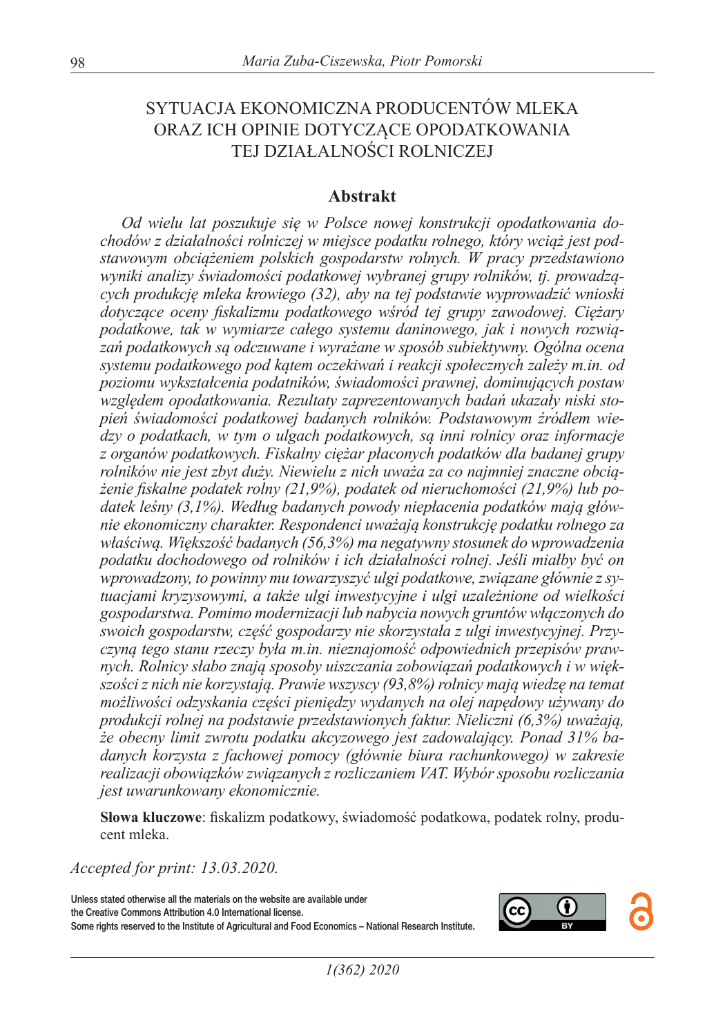# SYTUACJA EKONOMICZNA PRODUCENTÓW MLEKA ORAZ ICH OPINIE DOTYCZĄCE OPODATKOWANIA TEJ DZIAŁALNOŚCI ROLNICZEJ

## Abstrakt

*Od wielu lat poszukuje się w Polsce nowej konstrukcji opodatkowania dochodów z działalności rolniczej w miejsce podatku rolnego, który wciąż jest podstawowym obciążeniem polskich gospodarstw rolnych. W pracy przedstawiono wyniki analizy świadomości podatkowej wybranej grupy rolników, tj. prowadzących produkcję mleka krowiego (32), aby na tej podstawie wyprowadzić wnioski dotyczące oceny fiskalizmu podatkowego wśród tej grupy zawodowej. Ciężary podatkowe, tak w wymiarze całego systemu daninowego, jak i nowych rozwiązań podatkowych są odczuwane i wyrażane w sposób subiektywny. Ogólna ocena systemu podatkowego pod kątem oczekiwań i reakcji społecznych zależy m.in. od poziomu wykształcenia podatników, świadomości prawnej, dominujących postaw względem opodatkowania. Rezultaty zaprezentowanych badań ukazały niski stopień świadomości podatkowej badanych rolników. Podstawowym źródłem wiedzy o podatkach, w tym o ulgach podatkowych, są inni rolnicy oraz informacje z organów podatkowych. Fiskalny ciężar płaconych podatków dla badanej grupy rolników nie jest zbyt duży. Niewielu z nich uważa za co najmniej znaczne obciążenie fiskalne podatek rolny (21,9%), podatek od nieruchomości (21,9%) lub podatek leśny (3,1%). Według badanych powody niepłacenia podatków mają głównie ekonomiczny charakter. Respondenci uważają konstrukcję podatku rolnego za właściwą. Większość badanych (56,3%) ma negatywny stosunek do wprowadzenia podatku dochodowego od rolników i ich działalności rolnej. Jeśli miałby być on wprowadzony, to powinny mu towarzyszyć ulgi podatkowe, związane głównie z sytuacjami kryzysowymi, a także ulgi inwestycyjne i ulgi uzależnione od wielkości gospodarstwa. Pomimo modernizacji lub nabycia nowych gruntów włączonych do swoich gospodarstw, część gospodarzy nie skorzystała z ulgi inwestycyjnej. Przyczyną tego stanu rzeczy była m.in. nieznajomość odpowiednich przepisów prawnych. Rolnicy słabo znają sposoby uiszczania zobowiązań podatkowych i w większości z nich nie korzystają. Prawie wszyscy (93,8%) rolnicy mają wiedzę na temat możliwości odzyskania części pieniędzy wydanych na olej napędowy używany do produkcji rolnej na podstawie przedstawionych faktur. Nieliczni (6,3%) uważają, że obecny limit zwrotu podatku akcyzowego jest zadowalający. Ponad 31% badanych korzysta z fachowej pomocy (głównie biura rachunkowego) w zakresie realizacji obowiązków związanych z rozliczaniem VAT. Wybór sposobu rozliczania jest uwarunkowany ekonomicznie.*

**Słowa kluczowe**: fiskalizm podatkowy, świadomość podatkowa, podatek rolny, producent mleka.

*Accepted for print: 13.03.2020.*

Unless stated otherwise all the materials on the website are available under the Creative Commons Attribution 4.0 International license.
Some rights reserved to the Institute of Agricultural and Food Economics – National Research Institute.